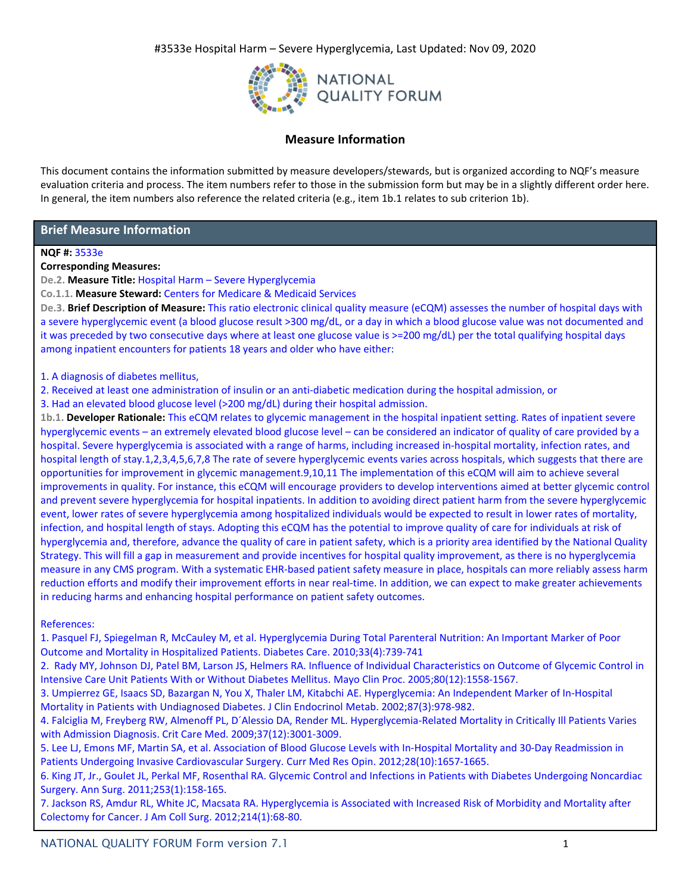#3533e Hospital Harm – Severe Hyperglycemia, Last Updated: Nov 09, 2020

NATIONAL QUALITY FORUM

## Measure Information

This document contains the information submitted by measure developers/stewards, but is organized according to NQF's measure evaluation criteria and process. The item numbers refer to those in the submission form but may be in a slightly different order here. In general, the item numbers also reference the related criteria (e.g., item 1b.1 relates to sub criterion 1b).

## Brief Measure Information

**NQF #:** 3533e

**Corresponding Measures:**

De.2. **Measure Title:** Hospital Harm – Severe Hyperglycemia

Co.1.1. **Measure Steward:** Centers for Medicare & Medicaid Services

De.3. **Brief Description of Measure:** This ratio electronic clinical quality measure (eCQM) assesses the number of hospital days with a severe hyperglycemic event (a blood glucose result >300 mg/dL, or a day in which a blood glucose value was not documented and it was preceded by two consecutive days where at least one glucose value is >=200 mg/dL) per the total qualifying hospital days among inpatient encounters for patients 18 years and older who have either:

1. A diagnosis of diabetes mellitus,
2. Received at least one administration of insulin or an anti-diabetic medication during the hospital admission, or
3. Had an elevated blood glucose level (>200 mg/dL) during their hospital admission.

1b.1. **Developer Rationale:** This eCQM relates to glycemic management in the hospital inpatient setting. Rates of inpatient severe hyperglycemic events – an extremely elevated blood glucose level – can be considered an indicator of quality of care provided by a hospital. Severe hyperglycemia is associated with a range of harms, including increased in-hospital mortality, infection rates, and hospital length of stay.1,2,3,4,5,6,7,8 The rate of severe hyperglycemic events varies across hospitals, which suggests that there are opportunities for improvement in glycemic management.9,10,11 The implementation of this eCQM will aim to achieve several improvements in quality. For instance, this eCQM will encourage providers to develop interventions aimed at better glycemic control and prevent severe hyperglycemia for hospital inpatients. In addition to avoiding direct patient harm from the severe hyperglycemic event, lower rates of severe hyperglycemia among hospitalized individuals would be expected to result in lower rates of mortality, infection, and hospital length of stays. Adopting this eCQM has the potential to improve quality of care for individuals at risk of hyperglycemia and, therefore, advance the quality of care in patient safety, which is a priority area identified by the National Quality Strategy. This will fill a gap in measurement and provide incentives for hospital quality improvement, as there is no hyperglycemia measure in any CMS program. With a systematic EHR-based patient safety measure in place, hospitals can more reliably assess harm reduction efforts and modify their improvement efforts in near real-time. In addition, we can expect to make greater achievements in reducing harms and enhancing hospital performance on patient safety outcomes.

References:

1. Pasquel FJ, Spiegelman R, McCauley M, et al. Hyperglycemia During Total Parenteral Nutrition: An Important Marker of Poor Outcome and Mortality in Hospitalized Patients. Diabetes Care. 2010;33(4):739-741
2. Rady MY, Johnson DJ, Patel BM, Larson JS, Helmers RA. Influence of Individual Characteristics on Outcome of Glycemic Control in Intensive Care Unit Patients With or Without Diabetes Mellitus. Mayo Clin Proc. 2005;80(12):1558-1567.
3. Umpierrez GE, Isaacs SD, Bazargan N, You X, Thaler LM, Kitabchi AE. Hyperglycemia: An Independent Marker of In-Hospital Mortality in Patients with Undiagnosed Diabetes. J Clin Endocrinol Metab. 2002;87(3):978-982.
4. Falciglia M, Freyberg RW, Almenoff PL, D´Alessio DA, Render ML. Hyperglycemia-Related Mortality in Critically Ill Patients Varies with Admission Diagnosis. Crit Care Med. 2009;37(12):3001-3009.
5. Lee LJ, Emons MF, Martin SA, et al. Association of Blood Glucose Levels with In-Hospital Mortality and 30-Day Readmission in Patients Undergoing Invasive Cardiovascular Surgery. Curr Med Res Opin. 2012;28(10):1657-1665.
6. King JT, Jr., Goulet JL, Perkal MF, Rosenthal RA. Glycemic Control and Infections in Patients with Diabetes Undergoing Noncardiac Surgery. Ann Surg. 2011;253(1):158-165.
7. Jackson RS, Amdur RL, White JC, Macsata RA. Hyperglycemia is Associated with Increased Risk of Morbidity and Mortality after Colectomy for Cancer. J Am Coll Surg. 2012;214(1):68-80.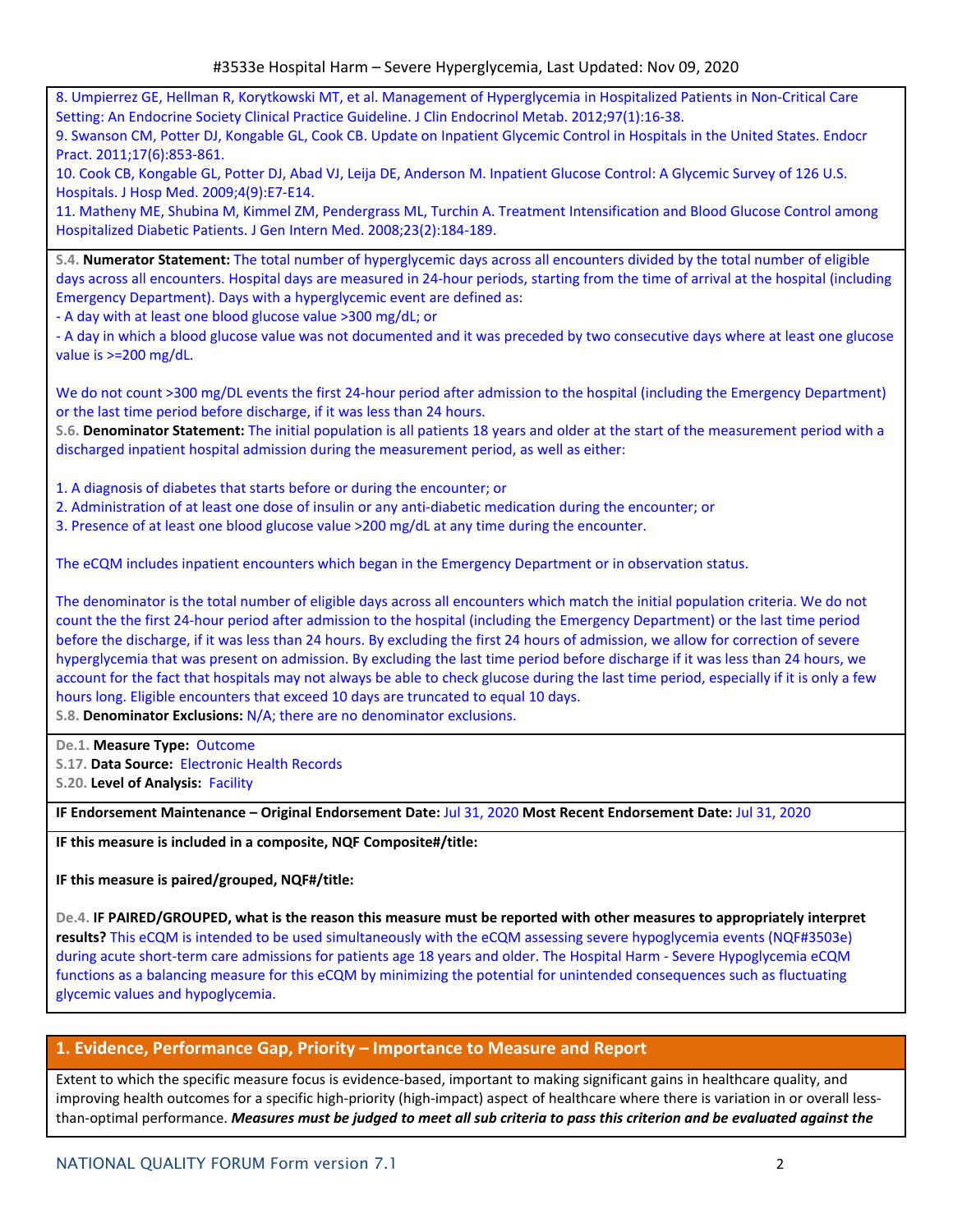8. Umpierrez GE, Hellman R, Korytkowski MT, et al. Management of Hyperglycemia in Hospitalized Patients in Non-Critical Care Setting: An Endocrine Society Clinical Practice Guideline. J Clin Endocrinol Metab. 2012;97(1):16-38.
9. Swanson CM, Potter DJ, Kongable GL, Cook CB. Update on Inpatient Glycemic Control in Hospitals in the United States. Endocr Pract. 2011;17(6):853-861.
10. Cook CB, Kongable GL, Potter DJ, Abad VJ, Leija DE, Anderson M. Inpatient Glucose Control: A Glycemic Survey of 126 U.S. Hospitals. J Hosp Med. 2009;4(9):E7-E14.
11. Matheny ME, Shubina M, Kimmel ZM, Pendergrass ML, Turchin A. Treatment Intensification and Blood Glucose Control among Hospitalized Diabetic Patients. J Gen Intern Med. 2008;23(2):184-189.

S.4. **Numerator Statement:** The total number of hyperglycemic days across all encounters divided by the total number of eligible days across all encounters. Hospital days are measured in 24-hour periods, starting from the time of arrival at the hospital (including Emergency Department). Days with a hyperglycemic event are defined as:
- A day with at least one blood glucose value >300 mg/dL; or
- A day in which a blood glucose value was not documented and it was preceded by two consecutive days where at least one glucose value is >=200 mg/dL.

We do not count >300 mg/DL events the first 24-hour period after admission to the hospital (including the Emergency Department) or the last time period before discharge, if it was less than 24 hours.

S.6. **Denominator Statement:** The initial population is all patients 18 years and older at the start of the measurement period with a discharged inpatient hospital admission during the measurement period, as well as either:

1. A diagnosis of diabetes that starts before or during the encounter; or
2. Administration of at least one dose of insulin or any anti-diabetic medication during the encounter; or
3. Presence of at least one blood glucose value >200 mg/dL at any time during the encounter.

The eCQM includes inpatient encounters which began in the Emergency Department or in observation status.

The denominator is the total number of eligible days across all encounters which match the initial population criteria. We do not count the the first 24-hour period after admission to the hospital (including the Emergency Department) or the last time period before the discharge, if it was less than 24 hours. By excluding the first 24 hours of admission, we allow for correction of severe hyperglycemia that was present on admission. By excluding the last time period before discharge if it was less than 24 hours, we account for the fact that hospitals may not always be able to check glucose during the last time period, especially if it is only a few hours long. Eligible encounters that exceed 10 days are truncated to equal 10 days.

S.8. **Denominator Exclusions:** N/A; there are no denominator exclusions.

De.1. **Measure Type:** Outcome
S.17. **Data Source:** Electronic Health Records
S.20. **Level of Analysis:** Facility

**IF Endorsement Maintenance – Original Endorsement Date:** Jul 31, 2020 **Most Recent Endorsement Date:** Jul 31, 2020

**IF this measure is included in a composite, NQF Composite#/title:**

**IF this measure is paired/grouped, NQF#/title:**

De.4. **IF PAIRED/GROUPED, what is the reason this measure must be reported with other measures to appropriately interpret results?** This eCQM is intended to be used simultaneously with the eCQM assessing severe hypoglycemia events (NQF#3503e) during acute short-term care admissions for patients age 18 years and older. The Hospital Harm - Severe Hypoglycemia eCQM functions as a balancing measure for this eCQM by minimizing the potential for unintended consequences such as fluctuating glycemic values and hypoglycemia.

## 1. Evidence, Performance Gap, Priority – Importance to Measure and Report

Extent to which the specific measure focus is evidence-based, important to making significant gains in healthcare quality, and improving health outcomes for a specific high-priority (high-impact) aspect of healthcare where there is variation in or overall less-than-optimal performance. ***Measures must be judged to meet all sub criteria to pass this criterion and be evaluated against the***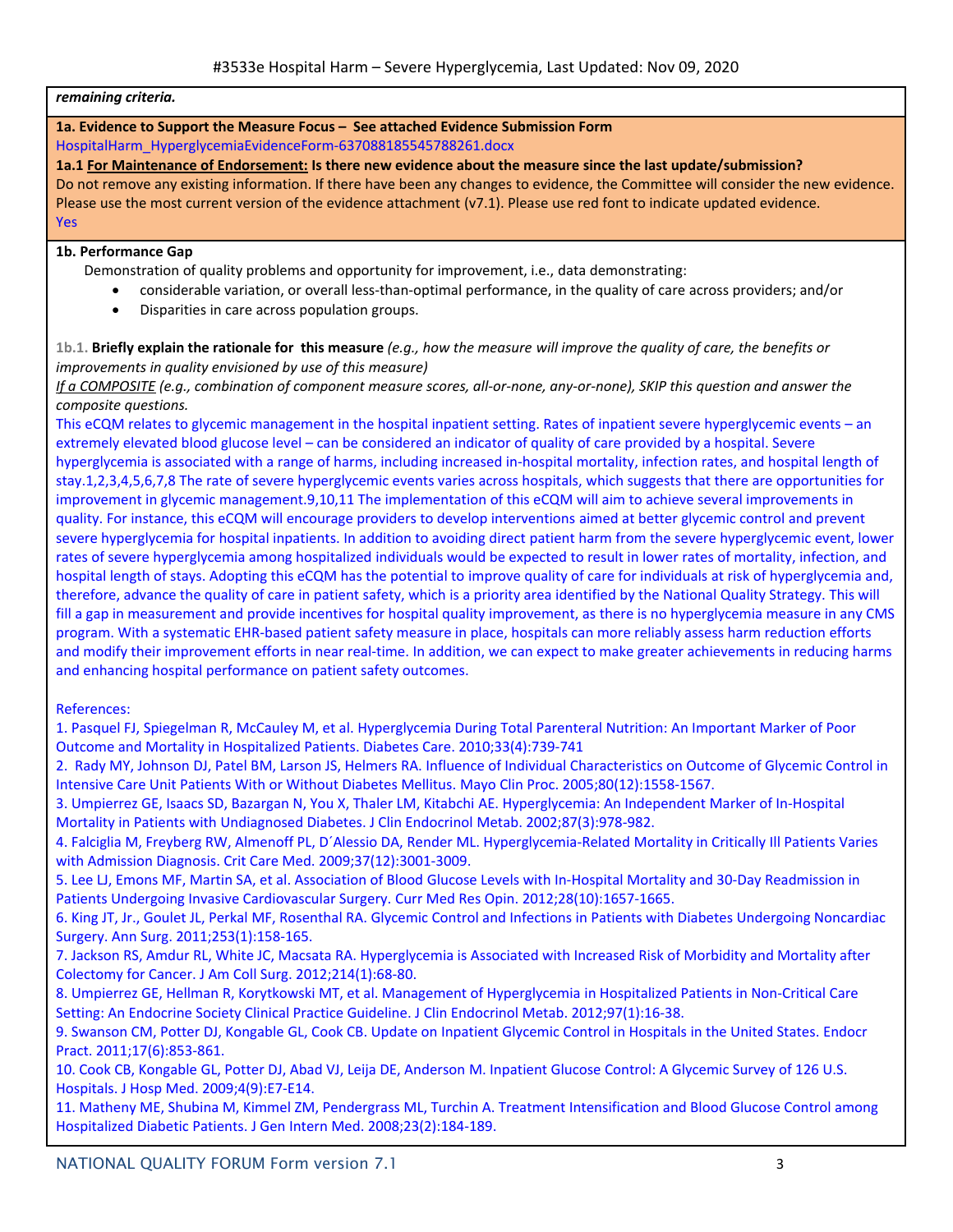*remaining criteria.*

**1a. Evidence to Support the Measure Focus – See attached Evidence Submission Form**

HospitalHarm_HyperglycemiaEvidenceForm-637088185545788261.docx

**1a.1 For Maintenance of Endorsement: Is there new evidence about the measure since the last update/submission?**

Do not remove any existing information. If there have been any changes to evidence, the Committee will consider the new evidence. Please use the most current version of the evidence attachment (v7.1). Please use red font to indicate updated evidence.

Yes

**1b. Performance Gap**

Demonstration of quality problems and opportunity for improvement, i.e., data demonstrating:

- considerable variation, or overall less-than-optimal performance, in the quality of care across providers; and/or
- Disparities in care across population groups.

1b.1. **Briefly explain the rationale for this measure** *(e.g., how the measure will improve the quality of care, the benefits or improvements in quality envisioned by use of this measure)*

*If a COMPOSITE (e.g., combination of component measure scores, all-or-none, any-or-none), SKIP this question and answer the composite questions.*

This eCQM relates to glycemic management in the hospital inpatient setting. Rates of inpatient severe hyperglycemic events – an extremely elevated blood glucose level – can be considered an indicator of quality of care provided by a hospital. Severe hyperglycemia is associated with a range of harms, including increased in-hospital mortality, infection rates, and hospital length of stay.1,2,3,4,5,6,7,8 The rate of severe hyperglycemic events varies across hospitals, which suggests that there are opportunities for improvement in glycemic management.9,10,11 The implementation of this eCQM will aim to achieve several improvements in quality. For instance, this eCQM will encourage providers to develop interventions aimed at better glycemic control and prevent severe hyperglycemia for hospital inpatients. In addition to avoiding direct patient harm from the severe hyperglycemic event, lower rates of severe hyperglycemia among hospitalized individuals would be expected to result in lower rates of mortality, infection, and hospital length of stays. Adopting this eCQM has the potential to improve quality of care for individuals at risk of hyperglycemia and, therefore, advance the quality of care in patient safety, which is a priority area identified by the National Quality Strategy. This will fill a gap in measurement and provide incentives for hospital quality improvement, as there is no hyperglycemia measure in any CMS program. With a systematic EHR-based patient safety measure in place, hospitals can more reliably assess harm reduction efforts and modify their improvement efforts in near real-time. In addition, we can expect to make greater achievements in reducing harms and enhancing hospital performance on patient safety outcomes.

References:

1. Pasquel FJ, Spiegelman R, McCauley M, et al. Hyperglycemia During Total Parenteral Nutrition: An Important Marker of Poor Outcome and Mortality in Hospitalized Patients. Diabetes Care. 2010;33(4):739-741
2. Rady MY, Johnson DJ, Patel BM, Larson JS, Helmers RA. Influence of Individual Characteristics on Outcome of Glycemic Control in Intensive Care Unit Patients With or Without Diabetes Mellitus. Mayo Clin Proc. 2005;80(12):1558-1567.
3. Umpierrez GE, Isaacs SD, Bazargan N, You X, Thaler LM, Kitabchi AE. Hyperglycemia: An Independent Marker of In-Hospital Mortality in Patients with Undiagnosed Diabetes. J Clin Endocrinol Metab. 2002;87(3):978-982.
4. Falciglia M, Freyberg RW, Almenoff PL, D´Alessio DA, Render ML. Hyperglycemia-Related Mortality in Critically Ill Patients Varies with Admission Diagnosis. Crit Care Med. 2009;37(12):3001-3009.
5. Lee LJ, Emons MF, Martin SA, et al. Association of Blood Glucose Levels with In-Hospital Mortality and 30-Day Readmission in Patients Undergoing Invasive Cardiovascular Surgery. Curr Med Res Opin. 2012;28(10):1657-1665.
6. King JT, Jr., Goulet JL, Perkal MF, Rosenthal RA. Glycemic Control and Infections in Patients with Diabetes Undergoing Noncardiac Surgery. Ann Surg. 2011;253(1):158-165.
7. Jackson RS, Amdur RL, White JC, Macsata RA. Hyperglycemia is Associated with Increased Risk of Morbidity and Mortality after Colectomy for Cancer. J Am Coll Surg. 2012;214(1):68-80.
8. Umpierrez GE, Hellman R, Korytkowski MT, et al. Management of Hyperglycemia in Hospitalized Patients in Non-Critical Care Setting: An Endocrine Society Clinical Practice Guideline. J Clin Endocrinol Metab. 2012;97(1):16-38.
9. Swanson CM, Potter DJ, Kongable GL, Cook CB. Update on Inpatient Glycemic Control in Hospitals in the United States. Endocr Pract. 2011;17(6):853-861.
10. Cook CB, Kongable GL, Potter DJ, Abad VJ, Leija DE, Anderson M. Inpatient Glucose Control: A Glycemic Survey of 126 U.S. Hospitals. J Hosp Med. 2009;4(9):E7-E14.
11. Matheny ME, Shubina M, Kimmel ZM, Pendergrass ML, Turchin A. Treatment Intensification and Blood Glucose Control among Hospitalized Diabetic Patients. J Gen Intern Med. 2008;23(2):184-189.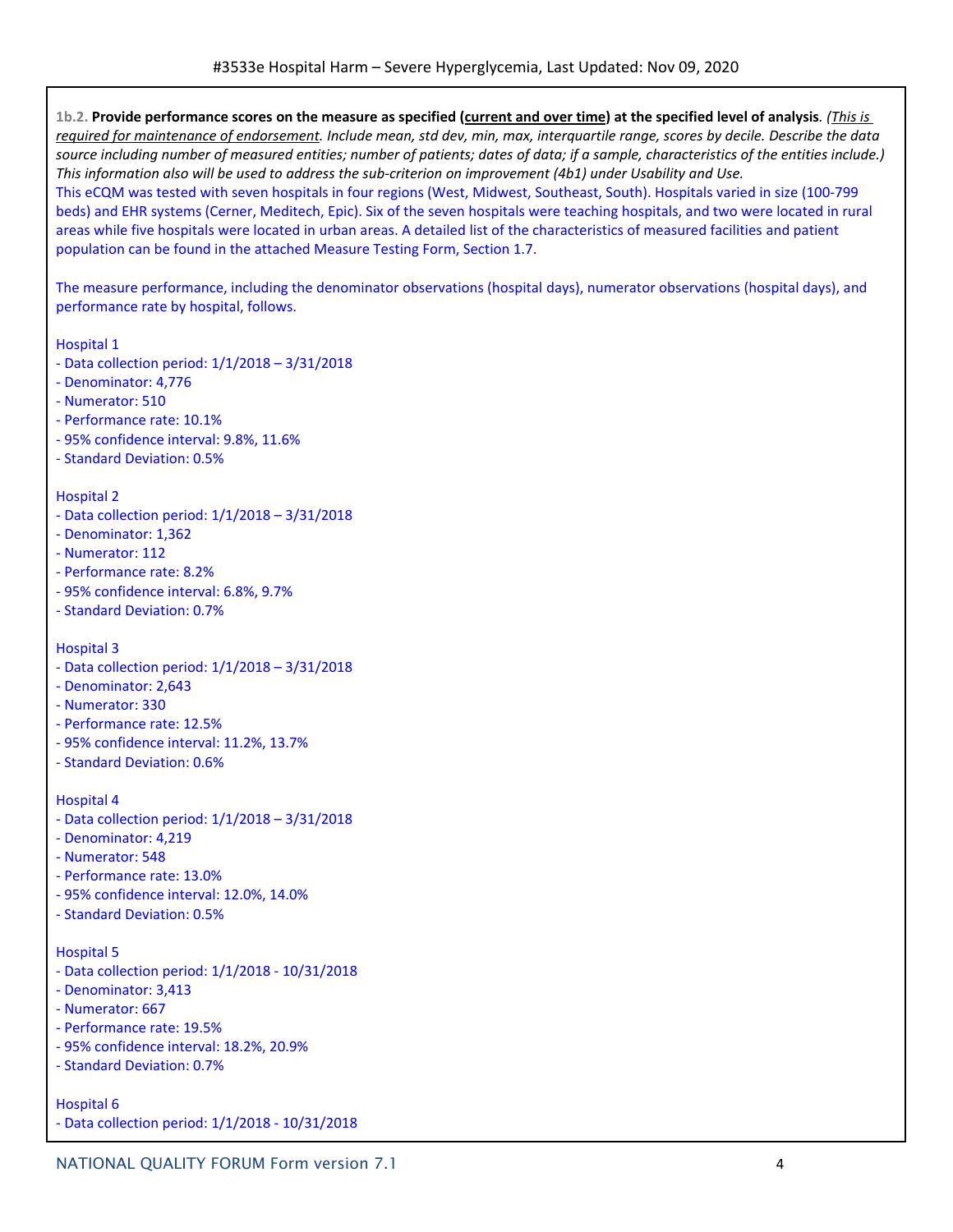**1b.2. Provide performance scores on the measure as specified (current and over time) at the specified level of analysis.** *(This is required for maintenance of endorsement. Include mean, std dev, min, max, interquartile range, scores by decile. Describe the data source including number of measured entities; number of patients; dates of data; if a sample, characteristics of the entities include.) This information also will be used to address the sub-criterion on improvement (4b1) under Usability and Use.*

This eCQM was tested with seven hospitals in four regions (West, Midwest, Southeast, South). Hospitals varied in size (100-799 beds) and EHR systems (Cerner, Meditech, Epic). Six of the seven hospitals were teaching hospitals, and two were located in rural areas while five hospitals were located in urban areas. A detailed list of the characteristics of measured facilities and patient population can be found in the attached Measure Testing Form, Section 1.7.

The measure performance, including the denominator observations (hospital days), numerator observations (hospital days), and performance rate by hospital, follows.

Hospital 1
- Data collection period: 1/1/2018 – 3/31/2018
- Denominator: 4,776
- Numerator: 510
- Performance rate: 10.1%
- 95% confidence interval: 9.8%, 11.6%
- Standard Deviation: 0.5%

Hospital 2
- Data collection period: 1/1/2018 – 3/31/2018
- Denominator: 1,362
- Numerator: 112
- Performance rate: 8.2%
- 95% confidence interval: 6.8%, 9.7%
- Standard Deviation: 0.7%

Hospital 3
- Data collection period: 1/1/2018 – 3/31/2018
- Denominator: 2,643
- Numerator: 330
- Performance rate: 12.5%
- 95% confidence interval: 11.2%, 13.7%
- Standard Deviation: 0.6%

Hospital 4
- Data collection period: 1/1/2018 – 3/31/2018
- Denominator: 4,219
- Numerator: 548
- Performance rate: 13.0%
- 95% confidence interval: 12.0%, 14.0%
- Standard Deviation: 0.5%

Hospital 5
- Data collection period: 1/1/2018 - 10/31/2018
- Denominator: 3,413
- Numerator: 667
- Performance rate: 19.5%
- 95% confidence interval: 18.2%, 20.9%
- Standard Deviation: 0.7%

Hospital 6
- Data collection period: 1/1/2018 - 10/31/2018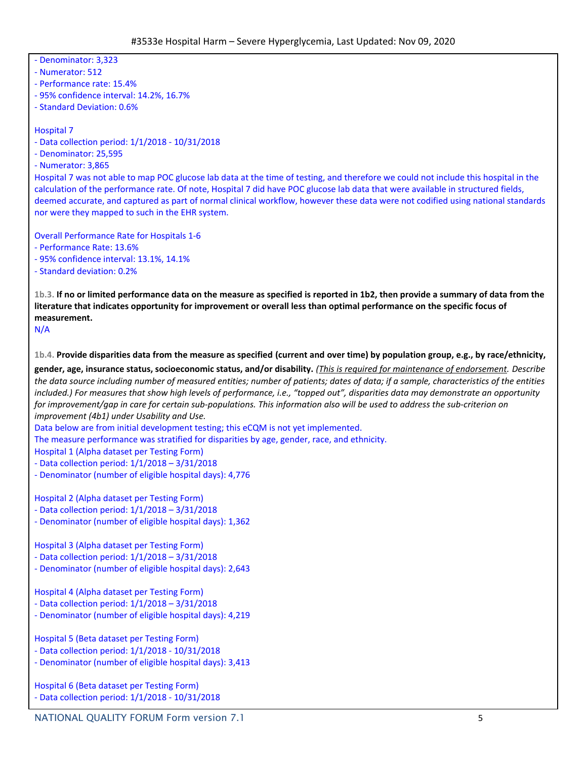- Denominator: 3,323
- Numerator: 512
- Performance rate: 15.4%
- 95% confidence interval: 14.2%, 16.7%
- Standard Deviation: 0.6%

Hospital 7
- Data collection period: 1/1/2018 - 10/31/2018
- Denominator: 25,595
- Numerator: 3,865

Hospital 7 was not able to map POC glucose lab data at the time of testing, and therefore we could not include this hospital in the calculation of the performance rate. Of note, Hospital 7 did have POC glucose lab data that were available in structured fields, deemed accurate, and captured as part of normal clinical workflow, however these data were not codified using national standards nor were they mapped to such in the EHR system.

Overall Performance Rate for Hospitals 1-6
- Performance Rate: 13.6%
- 95% confidence interval: 13.1%, 14.1%
- Standard deviation: 0.2%

1b.3. **If no or limited performance data on the measure as specified is reported in 1b2, then provide a summary of data from the literature that indicates opportunity for improvement or overall less than optimal performance on the specific focus of measurement.**

N/A

1b.4. **Provide disparities data from the measure as specified (current and over time) by population group, e.g., by race/ethnicity, gender, age, insurance status, socioeconomic status, and/or disability.** *(This is required for maintenance of endorsement. Describe the data source including number of measured entities; number of patients; dates of data; if a sample, characteristics of the entities included.) For measures that show high levels of performance, i.e., "topped out", disparities data may demonstrate an opportunity for improvement/gap in care for certain sub-populations. This information also will be used to address the sub-criterion on improvement (4b1) under Usability and Use.*

Data below are from initial development testing; this eCQM is not yet implemented.

The measure performance was stratified for disparities by age, gender, race, and ethnicity.

Hospital 1 (Alpha dataset per Testing Form)
- Data collection period: 1/1/2018 – 3/31/2018
- Denominator (number of eligible hospital days): 4,776

Hospital 2 (Alpha dataset per Testing Form)
- Data collection period: 1/1/2018 – 3/31/2018
- Denominator (number of eligible hospital days): 1,362

Hospital 3 (Alpha dataset per Testing Form)
- Data collection period: 1/1/2018 – 3/31/2018
- Denominator (number of eligible hospital days): 2,643

Hospital 4 (Alpha dataset per Testing Form)
- Data collection period: 1/1/2018 – 3/31/2018
- Denominator (number of eligible hospital days): 4,219

Hospital 5 (Beta dataset per Testing Form)
- Data collection period: 1/1/2018 - 10/31/2018
- Denominator (number of eligible hospital days): 3,413

Hospital 6 (Beta dataset per Testing Form)
- Data collection period: 1/1/2018 - 10/31/2018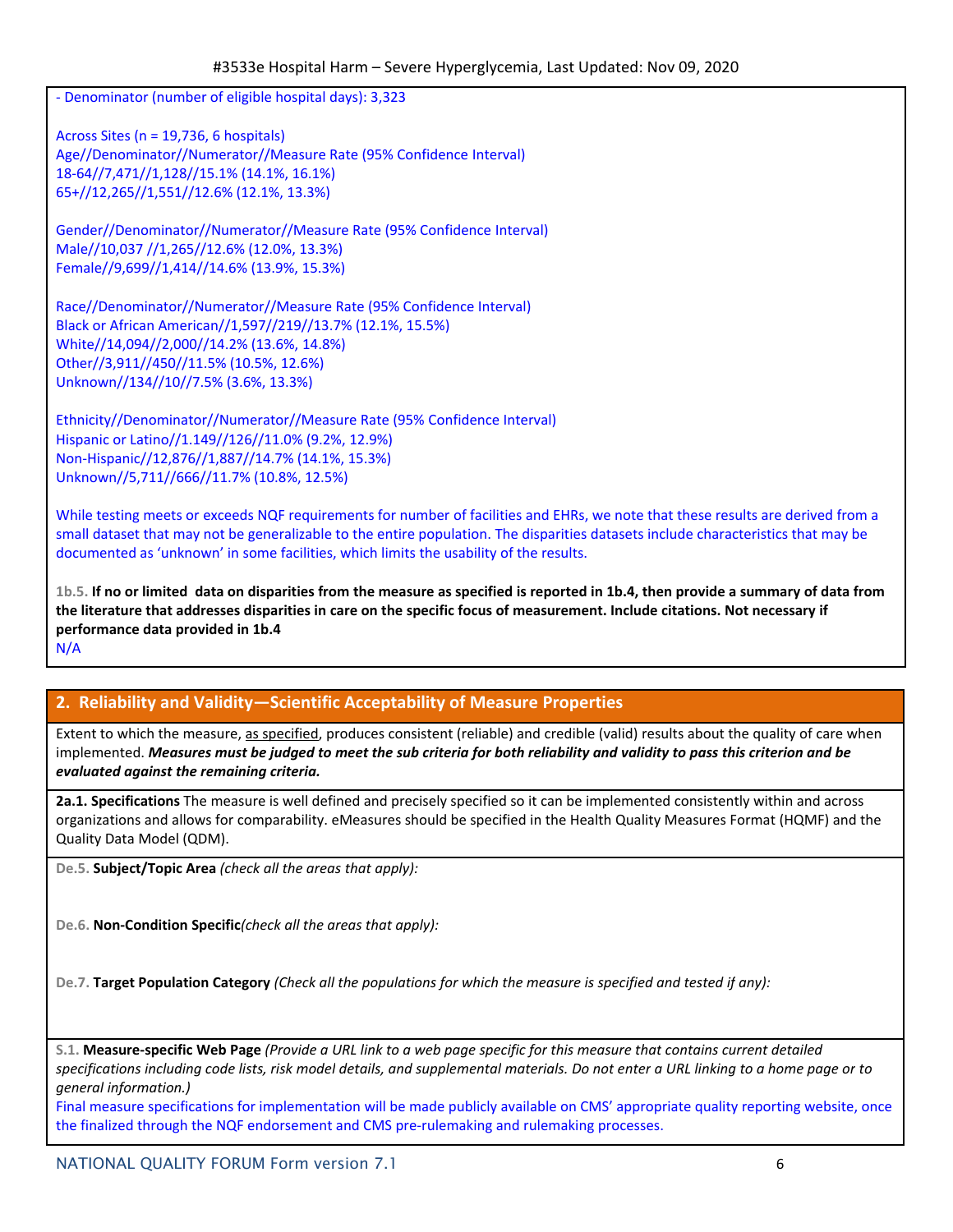- Denominator (number of eligible hospital days): 3,323

Across Sites (n = 19,736, 6 hospitals)
Age//Denominator//Numerator//Measure Rate (95% Confidence Interval)
18-64//7,471//1,128//15.1% (14.1%, 16.1%)
65+//12,265//1,551//12.6% (12.1%, 13.3%)

Gender//Denominator//Numerator//Measure Rate (95% Confidence Interval)
Male//10,037 //1,265//12.6% (12.0%, 13.3%)
Female//9,699//1,414//14.6% (13.9%, 15.3%)

Race//Denominator//Numerator//Measure Rate (95% Confidence Interval)
Black or African American//1,597//219//13.7% (12.1%, 15.5%)
White//14,094//2,000//14.2% (13.6%, 14.8%)
Other//3,911//450//11.5% (10.5%, 12.6%)
Unknown//134//10//7.5% (3.6%, 13.3%)

Ethnicity//Denominator//Numerator//Measure Rate (95% Confidence Interval)
Hispanic or Latino//1.149//126//11.0% (9.2%, 12.9%)
Non-Hispanic//12,876//1,887//14.7% (14.1%, 15.3%)
Unknown//5,711//666//11.7% (10.8%, 12.5%)

While testing meets or exceeds NQF requirements for number of facilities and EHRs, we note that these results are derived from a small dataset that may not be generalizable to the entire population. The disparities datasets include characteristics that may be documented as 'unknown' in some facilities, which limits the usability of the results.

1b.5. **If no or limited data on disparities from the measure as specified is reported in 1b.4, then provide a summary of data from the literature that addresses disparities in care on the specific focus of measurement. Include citations. Not necessary if performance data provided in 1b.4**
N/A

## 2. Reliability and Validity—Scientific Acceptability of Measure Properties

Extent to which the measure, as specified, produces consistent (reliable) and credible (valid) results about the quality of care when implemented. ***Measures must be judged to meet the sub criteria for both reliability and validity to pass this criterion and be evaluated against the remaining criteria.***

**2a.1. Specifications** The measure is well defined and precisely specified so it can be implemented consistently within and across organizations and allows for comparability. eMeasures should be specified in the Health Quality Measures Format (HQMF) and the Quality Data Model (QDM).

De.5. **Subject/Topic Area** *(check all the areas that apply):*

De.6. **Non-Condition Specific***(check all the areas that apply):*

De.7. **Target Population Category** *(Check all the populations for which the measure is specified and tested if any):*

S.1. **Measure-specific Web Page** *(Provide a URL link to a web page specific for this measure that contains current detailed specifications including code lists, risk model details, and supplemental materials. Do not enter a URL linking to a home page or to general information.)*
Final measure specifications for implementation will be made publicly available on CMS' appropriate quality reporting website, once the finalized through the NQF endorsement and CMS pre-rulemaking and rulemaking processes.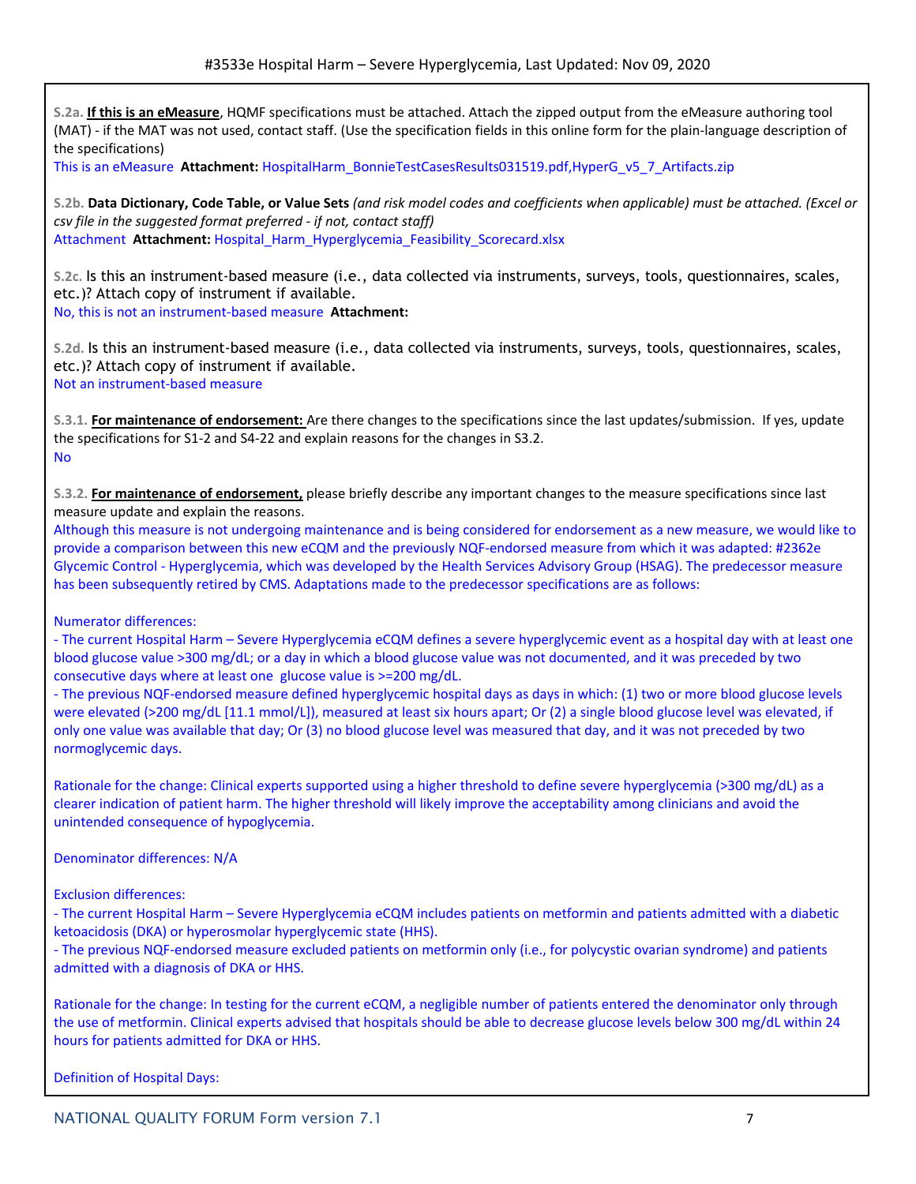**S.2a. If this is an eMeasure**, HQMF specifications must be attached. Attach the zipped output from the eMeasure authoring tool (MAT) - if the MAT was not used, contact staff. (Use the specification fields in this online form for the plain-language description of the specifications)

This is an eMeasure **Attachment:** HospitalHarm_BonnieTestCasesResults031519.pdf,HyperG_v5_7_Artifacts.zip

**S.2b. Data Dictionary, Code Table, or Value Sets** *(and risk model codes and coefficients when applicable) must be attached. (Excel or csv file in the suggested format preferred - if not, contact staff)*

Attachment **Attachment:** Hospital_Harm_Hyperglycemia_Feasibility_Scorecard.xlsx

**S.2c.** Is this an instrument-based measure (i.e., data collected via instruments, surveys, tools, questionnaires, scales, etc.)? Attach copy of instrument if available.

No, this is not an instrument-based measure **Attachment:**

**S.2d.** Is this an instrument-based measure (i.e., data collected via instruments, surveys, tools, questionnaires, scales, etc.)? Attach copy of instrument if available.

Not an instrument-based measure

**S.3.1. For maintenance of endorsement:** Are there changes to the specifications since the last updates/submission. If yes, update the specifications for S1-2 and S4-22 and explain reasons for the changes in S3.2.

No

**S.3.2. For maintenance of endorsement,** please briefly describe any important changes to the measure specifications since last measure update and explain the reasons.

Although this measure is not undergoing maintenance and is being considered for endorsement as a new measure, we would like to provide a comparison between this new eCQM and the previously NQF-endorsed measure from which it was adapted: #2362e Glycemic Control - Hyperglycemia, which was developed by the Health Services Advisory Group (HSAG). The predecessor measure has been subsequently retired by CMS. Adaptations made to the predecessor specifications are as follows:

Numerator differences:

- The current Hospital Harm – Severe Hyperglycemia eCQM defines a severe hyperglycemic event as a hospital day with at least one blood glucose value >300 mg/dL; or a day in which a blood glucose value was not documented, and it was preceded by two consecutive days where at least one glucose value is >=200 mg/dL.
- The previous NQF-endorsed measure defined hyperglycemic hospital days as days in which: (1) two or more blood glucose levels were elevated (>200 mg/dL [11.1 mmol/L]), measured at least six hours apart; Or (2) a single blood glucose level was elevated, if only one value was available that day; Or (3) no blood glucose level was measured that day, and it was not preceded by two normoglycemic days.

Rationale for the change: Clinical experts supported using a higher threshold to define severe hyperglycemia (>300 mg/dL) as a clearer indication of patient harm. The higher threshold will likely improve the acceptability among clinicians and avoid the unintended consequence of hypoglycemia.

Denominator differences: N/A

Exclusion differences:

- The current Hospital Harm – Severe Hyperglycemia eCQM includes patients on metformin and patients admitted with a diabetic ketoacidosis (DKA) or hyperosmolar hyperglycemic state (HHS).
- The previous NQF-endorsed measure excluded patients on metformin only (i.e., for polycystic ovarian syndrome) and patients admitted with a diagnosis of DKA or HHS.

Rationale for the change: In testing for the current eCQM, a negligible number of patients entered the denominator only through the use of metformin. Clinical experts advised that hospitals should be able to decrease glucose levels below 300 mg/dL within 24 hours for patients admitted for DKA or HHS.

Definition of Hospital Days: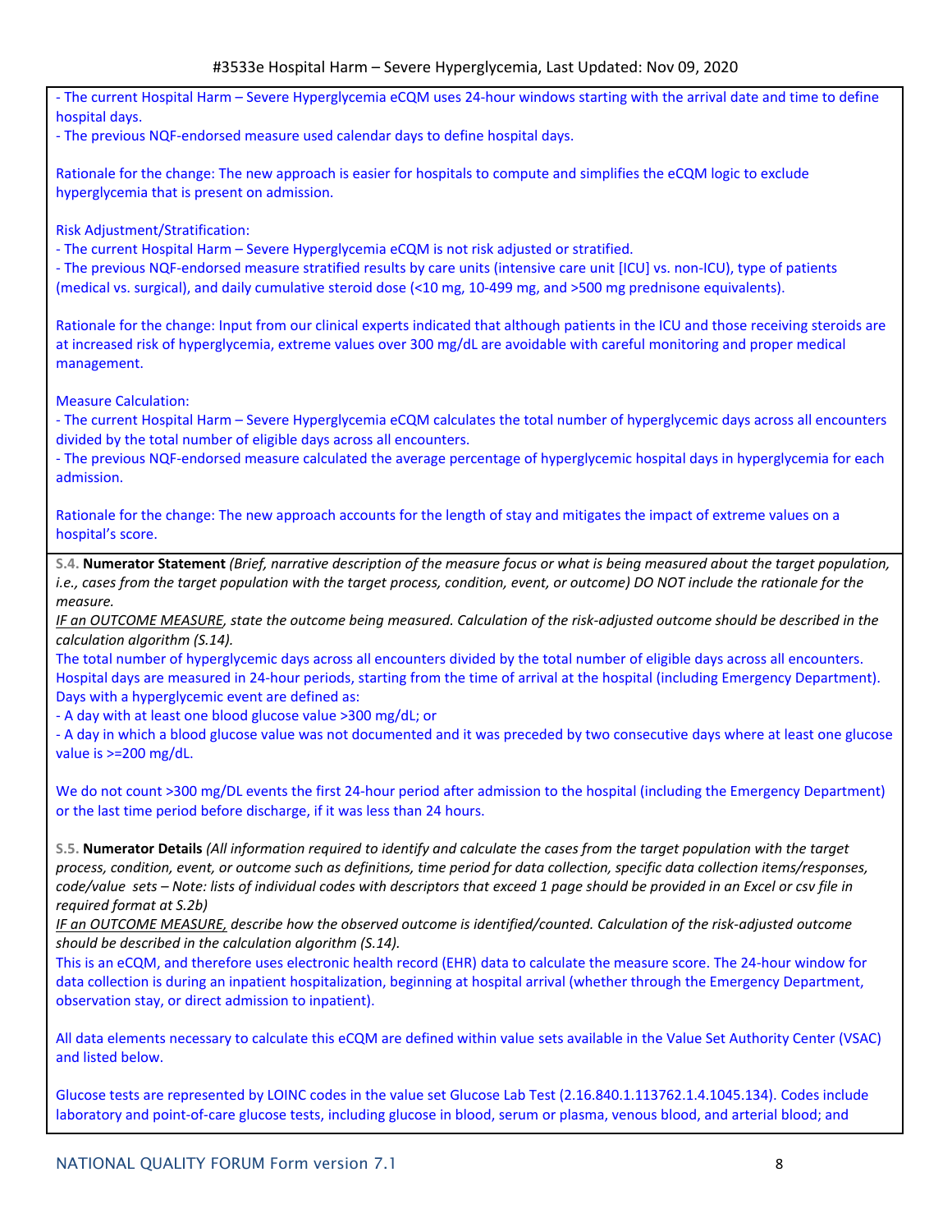- The current Hospital Harm – Severe Hyperglycemia eCQM uses 24-hour windows starting with the arrival date and time to define hospital days.
- The previous NQF-endorsed measure used calendar days to define hospital days.

Rationale for the change: The new approach is easier for hospitals to compute and simplifies the eCQM logic to exclude hyperglycemia that is present on admission.

Risk Adjustment/Stratification:
- The current Hospital Harm – Severe Hyperglycemia eCQM is not risk adjusted or stratified.
- The previous NQF-endorsed measure stratified results by care units (intensive care unit [ICU] vs. non-ICU), type of patients (medical vs. surgical), and daily cumulative steroid dose (<10 mg, 10-499 mg, and >500 mg prednisone equivalents).

Rationale for the change: Input from our clinical experts indicated that although patients in the ICU and those receiving steroids are at increased risk of hyperglycemia, extreme values over 300 mg/dL are avoidable with careful monitoring and proper medical management.

Measure Calculation:
- The current Hospital Harm – Severe Hyperglycemia eCQM calculates the total number of hyperglycemic days across all encounters divided by the total number of eligible days across all encounters.
- The previous NQF-endorsed measure calculated the average percentage of hyperglycemic hospital days in hyperglycemia for each admission.

Rationale for the change: The new approach accounts for the length of stay and mitigates the impact of extreme values on a hospital's score.

S.4. **Numerator Statement** *(Brief, narrative description of the measure focus or what is being measured about the target population, i.e., cases from the target population with the target process, condition, event, or outcome) DO NOT include the rationale for the measure.*

*IF an OUTCOME MEASURE, state the outcome being measured. Calculation of the risk-adjusted outcome should be described in the calculation algorithm (S.14).*

The total number of hyperglycemic days across all encounters divided by the total number of eligible days across all encounters. Hospital days are measured in 24-hour periods, starting from the time of arrival at the hospital (including Emergency Department). Days with a hyperglycemic event are defined as:
- A day with at least one blood glucose value >300 mg/dL; or
- A day in which a blood glucose value was not documented and it was preceded by two consecutive days where at least one glucose value is >=200 mg/dL.

We do not count >300 mg/DL events the first 24-hour period after admission to the hospital (including the Emergency Department) or the last time period before discharge, if it was less than 24 hours.

S.5. **Numerator Details** *(All information required to identify and calculate the cases from the target population with the target process, condition, event, or outcome such as definitions, time period for data collection, specific data collection items/responses, code/value sets – Note: lists of individual codes with descriptors that exceed 1 page should be provided in an Excel or csv file in required format at S.2b)*

*IF an OUTCOME MEASURE, describe how the observed outcome is identified/counted. Calculation of the risk-adjusted outcome should be described in the calculation algorithm (S.14).*

This is an eCQM, and therefore uses electronic health record (EHR) data to calculate the measure score. The 24-hour window for data collection is during an inpatient hospitalization, beginning at hospital arrival (whether through the Emergency Department, observation stay, or direct admission to inpatient).

All data elements necessary to calculate this eCQM are defined within value sets available in the Value Set Authority Center (VSAC) and listed below.

Glucose tests are represented by LOINC codes in the value set Glucose Lab Test (2.16.840.1.113762.1.4.1045.134). Codes include laboratory and point-of-care glucose tests, including glucose in blood, serum or plasma, venous blood, and arterial blood; and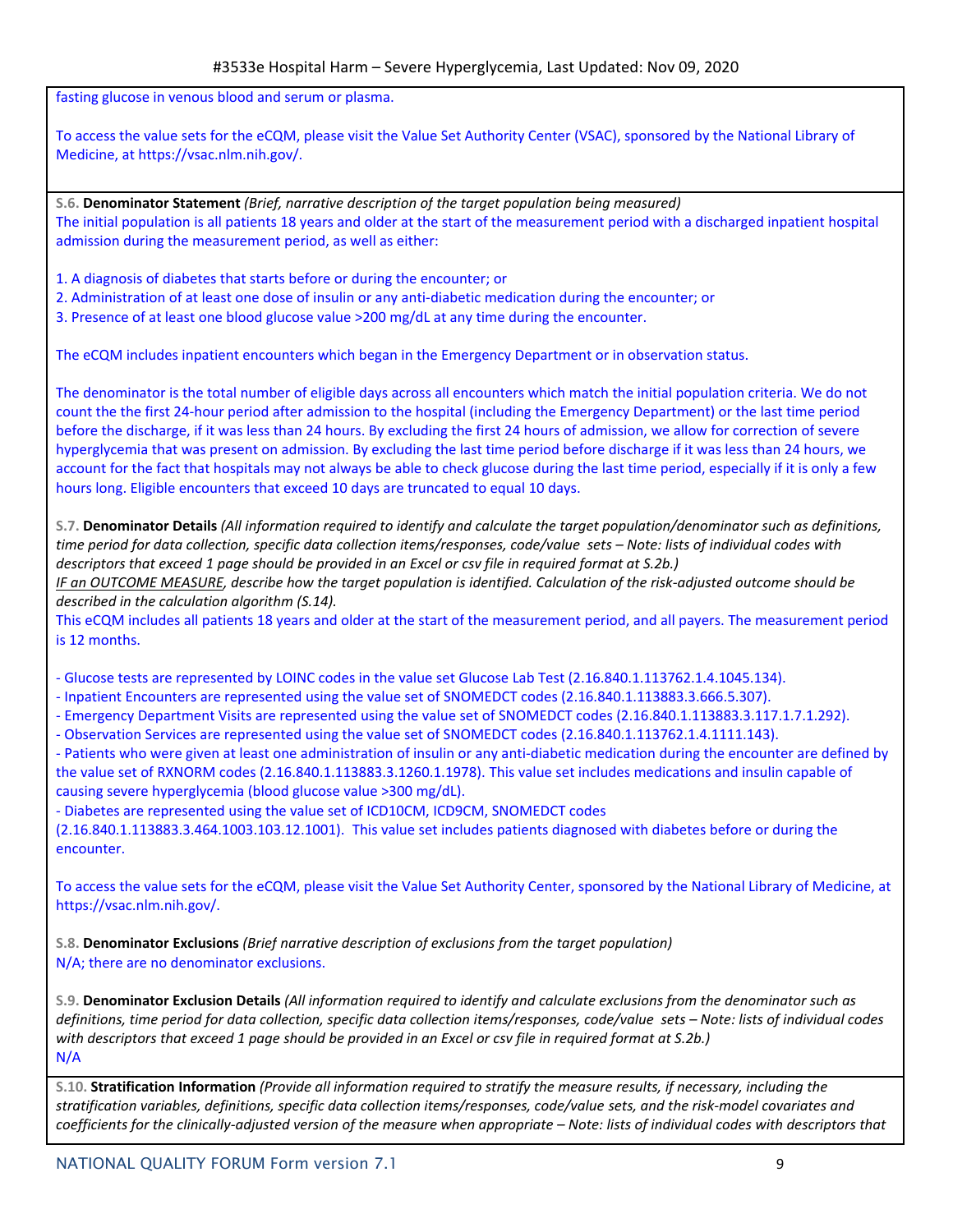fasting glucose in venous blood and serum or plasma.

To access the value sets for the eCQM, please visit the Value Set Authority Center (VSAC), sponsored by the National Library of Medicine, at https://vsac.nlm.nih.gov/.

**S.6. Denominator Statement** *(Brief, narrative description of the target population being measured)*
The initial population is all patients 18 years and older at the start of the measurement period with a discharged inpatient hospital admission during the measurement period, as well as either:

1. A diagnosis of diabetes that starts before or during the encounter; or
2. Administration of at least one dose of insulin or any anti-diabetic medication during the encounter; or
3. Presence of at least one blood glucose value >200 mg/dL at any time during the encounter.

The eCQM includes inpatient encounters which began in the Emergency Department or in observation status.

The denominator is the total number of eligible days across all encounters which match the initial population criteria. We do not count the the first 24-hour period after admission to the hospital (including the Emergency Department) or the last time period before the discharge, if it was less than 24 hours. By excluding the first 24 hours of admission, we allow for correction of severe hyperglycemia that was present on admission. By excluding the last time period before discharge if it was less than 24 hours, we account for the fact that hospitals may not always be able to check glucose during the last time period, especially if it is only a few hours long. Eligible encounters that exceed 10 days are truncated to equal 10 days.

**S.7. Denominator Details** *(All information required to identify and calculate the target population/denominator such as definitions, time period for data collection, specific data collection items/responses, code/value sets – Note: lists of individual codes with descriptors that exceed 1 page should be provided in an Excel or csv file in required format at S.2b.)*
*IF an OUTCOME MEASURE, describe how the target population is identified. Calculation of the risk-adjusted outcome should be described in the calculation algorithm (S.14).*
This eCQM includes all patients 18 years and older at the start of the measurement period, and all payers. The measurement period is 12 months.

- Glucose tests are represented by LOINC codes in the value set Glucose Lab Test (2.16.840.1.113762.1.4.1045.134).
- Inpatient Encounters are represented using the value set of SNOMEDCT codes (2.16.840.1.113883.3.666.5.307).
- Emergency Department Visits are represented using the value set of SNOMEDCT codes (2.16.840.1.113883.3.117.1.7.1.292).
- Observation Services are represented using the value set of SNOMEDCT codes (2.16.840.1.113762.1.4.1111.143).
- Patients who were given at least one administration of insulin or any anti-diabetic medication during the encounter are defined by the value set of RXNORM codes (2.16.840.1.113883.3.1260.1.1978). This value set includes medications and insulin capable of causing severe hyperglycemia (blood glucose value >300 mg/dL).
- Diabetes are represented using the value set of ICD10CM, ICD9CM, SNOMEDCT codes (2.16.840.1.113883.3.464.1003.103.12.1001). This value set includes patients diagnosed with diabetes before or during the encounter.

To access the value sets for the eCQM, please visit the Value Set Authority Center, sponsored by the National Library of Medicine, at https://vsac.nlm.nih.gov/.

**S.8. Denominator Exclusions** *(Brief narrative description of exclusions from the target population)*
N/A; there are no denominator exclusions.

**S.9. Denominator Exclusion Details** *(All information required to identify and calculate exclusions from the denominator such as definitions, time period for data collection, specific data collection items/responses, code/value sets – Note: lists of individual codes with descriptors that exceed 1 page should be provided in an Excel or csv file in required format at S.2b.)*
N/A

**S.10. Stratification Information** *(Provide all information required to stratify the measure results, if necessary, including the stratification variables, definitions, specific data collection items/responses, code/value sets, and the risk-model covariates and coefficients for the clinically-adjusted version of the measure when appropriate – Note: lists of individual codes with descriptors that*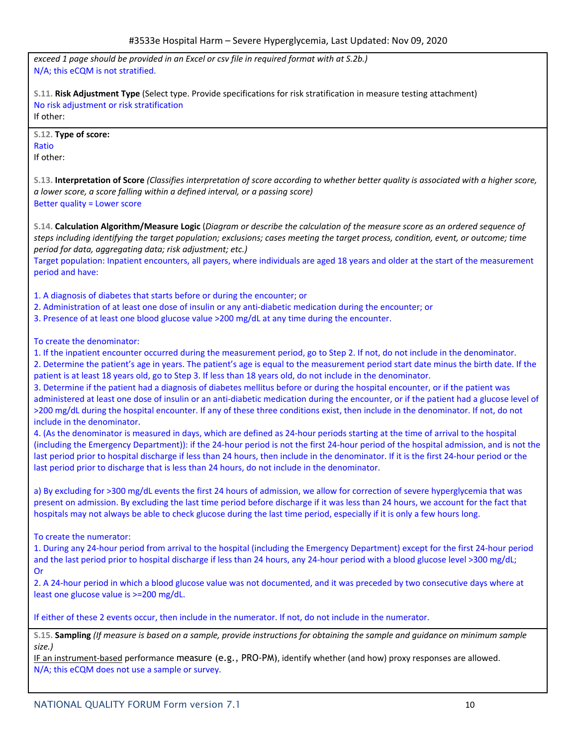*exceed 1 page should be provided in an Excel or csv file in required format with at S.2b.)*
N/A; this eCQM is not stratified.

S.11. **Risk Adjustment Type** (Select type. Provide specifications for risk stratification in measure testing attachment)
No risk adjustment or risk stratification
If other:

S.12. **Type of score:**
Ratio
If other:

S.13. **Interpretation of Score** *(Classifies interpretation of score according to whether better quality is associated with a higher score, a lower score, a score falling within a defined interval, or a passing score)*
Better quality = Lower score

S.14. **Calculation Algorithm/Measure Logic** (*Diagram or describe the calculation of the measure score as an ordered sequence of steps including identifying the target population; exclusions; cases meeting the target process, condition, event, or outcome; time period for data, aggregating data; risk adjustment; etc.)*
Target population: Inpatient encounters, all payers, where individuals are aged 18 years and older at the start of the measurement period and have:

1. A diagnosis of diabetes that starts before or during the encounter; or
2. Administration of at least one dose of insulin or any anti-diabetic medication during the encounter; or
3. Presence of at least one blood glucose value >200 mg/dL at any time during the encounter.

To create the denominator:
1. If the inpatient encounter occurred during the measurement period, go to Step 2. If not, do not include in the denominator.
2. Determine the patient's age in years. The patient's age is equal to the measurement period start date minus the birth date. If the patient is at least 18 years old, go to Step 3. If less than 18 years old, do not include in the denominator.
3. Determine if the patient had a diagnosis of diabetes mellitus before or during the hospital encounter, or if the patient was administered at least one dose of insulin or an anti-diabetic medication during the encounter, or if the patient had a glucose level of >200 mg/dL during the hospital encounter. If any of these three conditions exist, then include in the denominator. If not, do not include in the denominator.
4. (As the denominator is measured in days, which are defined as 24-hour periods starting at the time of arrival to the hospital (including the Emergency Department)): if the 24-hour period is not the first 24-hour period of the hospital admission, and is not the last period prior to hospital discharge if less than 24 hours, then include in the denominator. If it is the first 24-hour period or the last period prior to discharge that is less than 24 hours, do not include in the denominator.

a) By excluding for >300 mg/dL events the first 24 hours of admission, we allow for correction of severe hyperglycemia that was present on admission. By excluding the last time period before discharge if it was less than 24 hours, we account for the fact that hospitals may not always be able to check glucose during the last time period, especially if it is only a few hours long.

To create the numerator:
1. During any 24-hour period from arrival to the hospital (including the Emergency Department) except for the first 24-hour period and the last period prior to hospital discharge if less than 24 hours, any 24-hour period with a blood glucose level >300 mg/dL;
Or
2. A 24-hour period in which a blood glucose value was not documented, and it was preceded by two consecutive days where at least one glucose value is >=200 mg/dL.

If either of these 2 events occur, then include in the numerator. If not, do not include in the numerator.

S.15. **Sampling** *(If measure is based on a sample, provide instructions for obtaining the sample and guidance on minimum sample size.)*
IF an instrument-based performance measure (e.g., PRO-PM), identify whether (and how) proxy responses are allowed.
N/A; this eCQM does not use a sample or survey.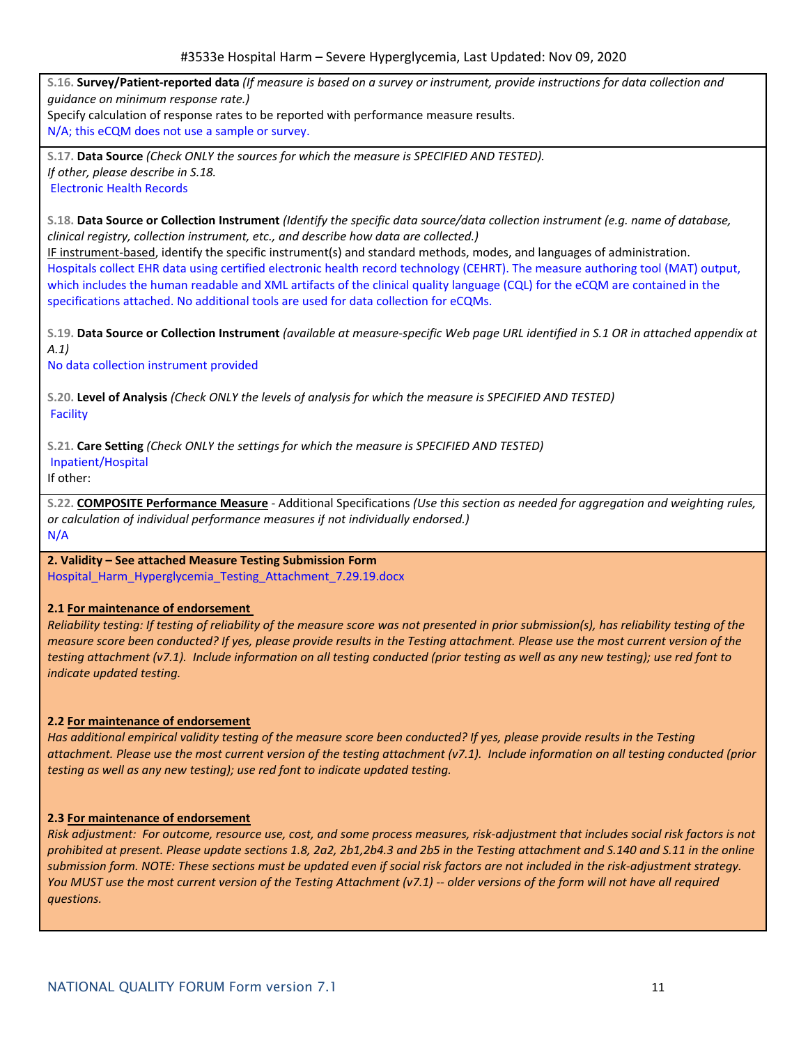**S.16. Survey/Patient-reported data** *(If measure is based on a survey or instrument, provide instructions for data collection and guidance on minimum response rate.)*
Specify calculation of response rates to be reported with performance measure results.
N/A; this eCQM does not use a sample or survey.

**S.17. Data Source** *(Check ONLY the sources for which the measure is SPECIFIED AND TESTED).*
*If other, please describe in S.18.*
Electronic Health Records

**S.18. Data Source or Collection Instrument** *(Identify the specific data source/data collection instrument (e.g. name of database, clinical registry, collection instrument, etc., and describe how data are collected.)*
IF instrument-based, identify the specific instrument(s) and standard methods, modes, and languages of administration.
Hospitals collect EHR data using certified electronic health record technology (CEHRT). The measure authoring tool (MAT) output, which includes the human readable and XML artifacts of the clinical quality language (CQL) for the eCQM are contained in the specifications attached. No additional tools are used for data collection for eCQMs.

**S.19. Data Source or Collection Instrument** *(available at measure-specific Web page URL identified in S.1 OR in attached appendix at A.1)*
No data collection instrument provided

**S.20. Level of Analysis** *(Check ONLY the levels of analysis for which the measure is SPECIFIED AND TESTED)*
Facility

**S.21. Care Setting** *(Check ONLY the settings for which the measure is SPECIFIED AND TESTED)*
Inpatient/Hospital
If other:

**S.22. COMPOSITE Performance Measure** - Additional Specifications *(Use this section as needed for aggregation and weighting rules, or calculation of individual performance measures if not individually endorsed.)*
N/A

**2. Validity – See attached Measure Testing Submission Form**
Hospital_Harm_Hyperglycemia_Testing_Attachment_7.29.19.docx

**2.1 For maintenance of endorsement**
*Reliability testing: If testing of reliability of the measure score was not presented in prior submission(s), has reliability testing of the measure score been conducted? If yes, please provide results in the Testing attachment. Please use the most current version of the testing attachment (v7.1). Include information on all testing conducted (prior testing as well as any new testing); use red font to indicate updated testing.*

**2.2 For maintenance of endorsement**
*Has additional empirical validity testing of the measure score been conducted? If yes, please provide results in the Testing attachment. Please use the most current version of the testing attachment (v7.1). Include information on all testing conducted (prior testing as well as any new testing); use red font to indicate updated testing.*

**2.3 For maintenance of endorsement**
*Risk adjustment: For outcome, resource use, cost, and some process measures, risk-adjustment that includes social risk factors is not prohibited at present. Please update sections 1.8, 2a2, 2b1,2b4.3 and 2b5 in the Testing attachment and S.140 and S.11 in the online submission form. NOTE: These sections must be updated even if social risk factors are not included in the risk-adjustment strategy. You MUST use the most current version of the Testing Attachment (v7.1) -- older versions of the form will not have all required questions.*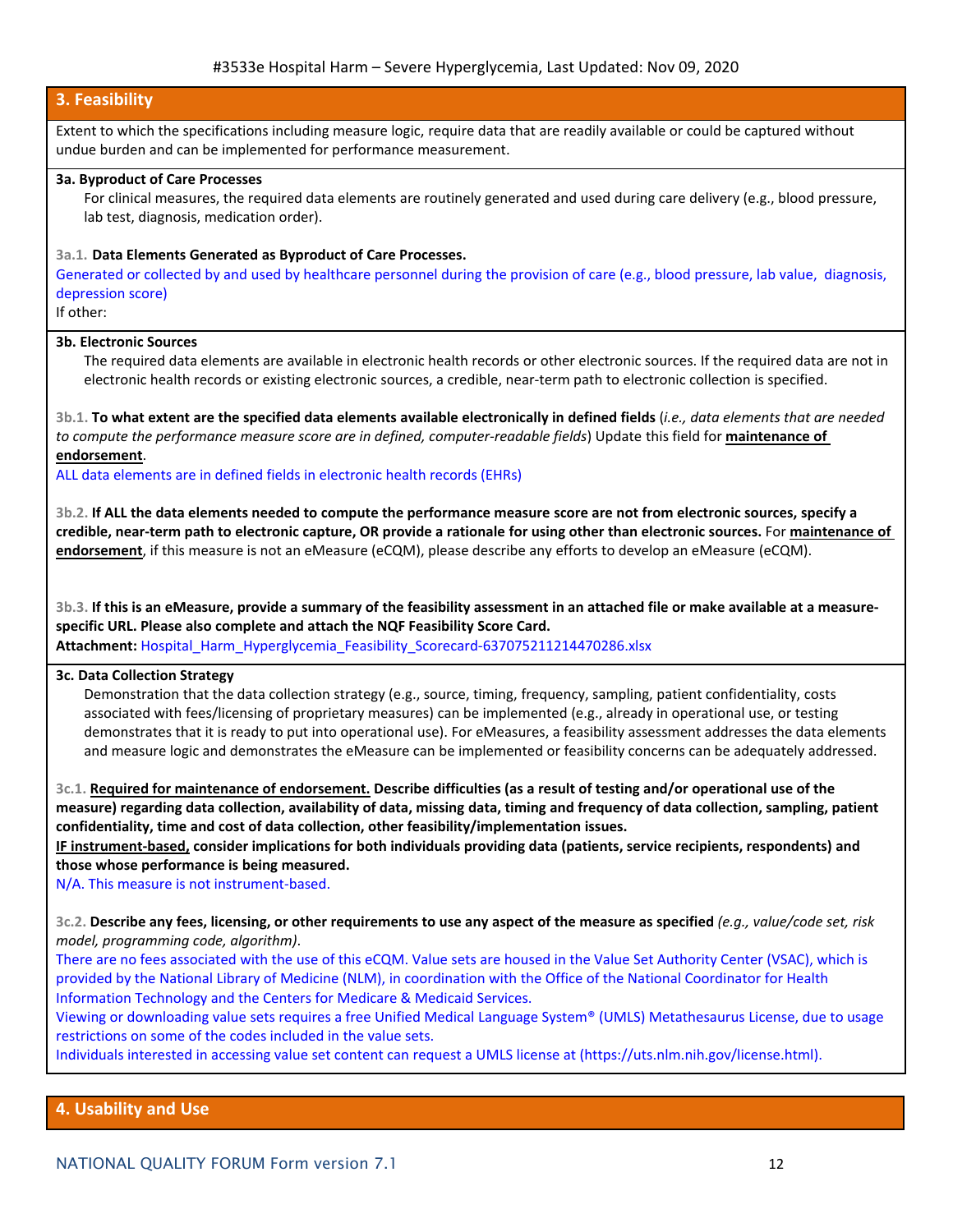## 3. Feasibility

Extent to which the specifications including measure logic, require data that are readily available or could be captured without undue burden and can be implemented for performance measurement.

**3a. Byproduct of Care Processes**

For clinical measures, the required data elements are routinely generated and used during care delivery (e.g., blood pressure, lab test, diagnosis, medication order).

3a.1. **Data Elements Generated as Byproduct of Care Processes.**

Generated or collected by and used by healthcare personnel during the provision of care (e.g., blood pressure, lab value, diagnosis, depression score)

If other:

**3b. Electronic Sources**

The required data elements are available in electronic health records or other electronic sources. If the required data are not in electronic health records or existing electronic sources, a credible, near-term path to electronic collection is specified.

3b.1. **To what extent are the specified data elements available electronically in defined fields** (*i.e., data elements that are needed to compute the performance measure score are in defined, computer-readable fields*) Update this field for **maintenance of endorsement**.

ALL data elements are in defined fields in electronic health records (EHRs)

3b.2. **If ALL the data elements needed to compute the performance measure score are not from electronic sources, specify a credible, near-term path to electronic capture, OR provide a rationale for using other than electronic sources.** For **maintenance of endorsement**, if this measure is not an eMeasure (eCQM), please describe any efforts to develop an eMeasure (eCQM).

3b.3. **If this is an eMeasure, provide a summary of the feasibility assessment in an attached file or make available at a measure-specific URL. Please also complete and attach the NQF Feasibility Score Card.**

**Attachment:** Hospital_Harm_Hyperglycemia_Feasibility_Scorecard-637075211214470286.xlsx

**3c. Data Collection Strategy**

Demonstration that the data collection strategy (e.g., source, timing, frequency, sampling, patient confidentiality, costs associated with fees/licensing of proprietary measures) can be implemented (e.g., already in operational use, or testing demonstrates that it is ready to put into operational use). For eMeasures, a feasibility assessment addresses the data elements and measure logic and demonstrates the eMeasure can be implemented or feasibility concerns can be adequately addressed.

3c.1. **Required for maintenance of endorsement. Describe difficulties (as a result of testing and/or operational use of the measure) regarding data collection, availability of data, missing data, timing and frequency of data collection, sampling, patient confidentiality, time and cost of data collection, other feasibility/implementation issues.**

**IF instrument-based, consider implications for both individuals providing data (patients, service recipients, respondents) and those whose performance is being measured.**

N/A. This measure is not instrument-based.

3c.2. **Describe any fees, licensing, or other requirements to use any aspect of the measure as specified** *(e.g., value/code set, risk model, programming code, algorithm)*.

There are no fees associated with the use of this eCQM. Value sets are housed in the Value Set Authority Center (VSAC), which is provided by the National Library of Medicine (NLM), in coordination with the Office of the National Coordinator for Health Information Technology and the Centers for Medicare & Medicaid Services.

Viewing or downloading value sets requires a free Unified Medical Language System® (UMLS) Metathesaurus License, due to usage restrictions on some of the codes included in the value sets.

Individuals interested in accessing value set content can request a UMLS license at (https://uts.nlm.nih.gov/license.html).

## 4. Usability and Use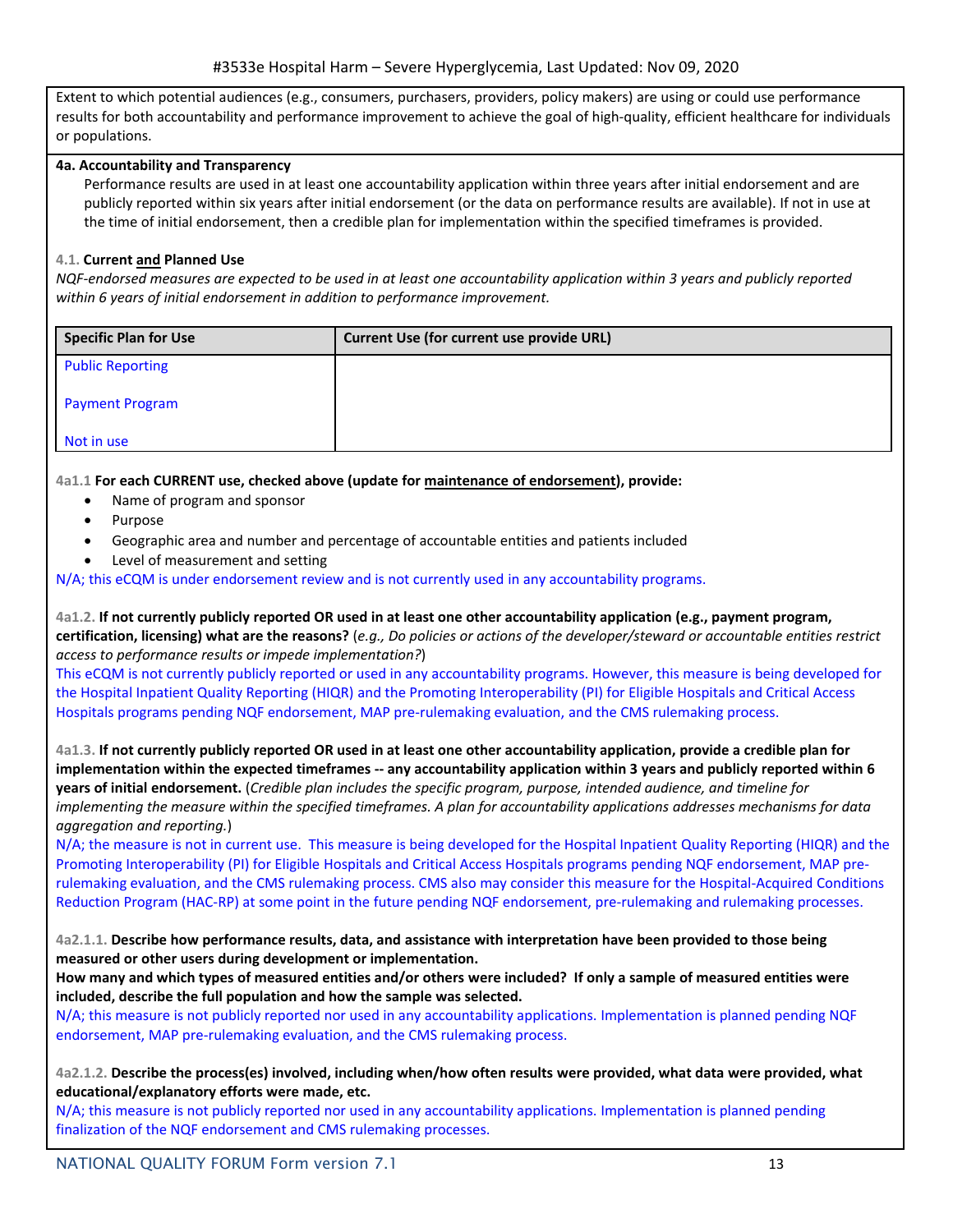Extent to which potential audiences (e.g., consumers, purchasers, providers, policy makers) are using or could use performance results for both accountability and performance improvement to achieve the goal of high-quality, efficient healthcare for individuals or populations.

**4a. Accountability and Transparency**

Performance results are used in at least one accountability application within three years after initial endorsement and are publicly reported within six years after initial endorsement (or the data on performance results are available). If not in use at the time of initial endorsement, then a credible plan for implementation within the specified timeframes is provided.

4.1. **Current and Planned Use**

*NQF-endorsed measures are expected to be used in at least one accountability application within 3 years and publicly reported within 6 years of initial endorsement in addition to performance improvement.*

| Specific Plan for Use | Current Use (for current use provide URL) |
|---|---|
| Public Reporting<br><br>Payment Program<br><br>Not in use | |

4a1.1 **For each CURRENT use, checked above (update for maintenance of endorsement), provide:**

- Name of program and sponsor
- Purpose
- Geographic area and number and percentage of accountable entities and patients included
- Level of measurement and setting

N/A; this eCQM is under endorsement review and is not currently used in any accountability programs.

4a1.2. **If not currently publicly reported OR used in at least one other accountability application (e.g., payment program, certification, licensing) what are the reasons?** (*e.g., Do policies or actions of the developer/steward or accountable entities restrict access to performance results or impede implementation?*)

This eCQM is not currently publicly reported or used in any accountability programs. However, this measure is being developed for the Hospital Inpatient Quality Reporting (HIQR) and the Promoting Interoperability (PI) for Eligible Hospitals and Critical Access Hospitals programs pending NQF endorsement, MAP pre-rulemaking evaluation, and the CMS rulemaking process.

4a1.3. **If not currently publicly reported OR used in at least one other accountability application, provide a credible plan for implementation within the expected timeframes -- any accountability application within 3 years and publicly reported within 6 years of initial endorsement.** (*Credible plan includes the specific program, purpose, intended audience, and timeline for implementing the measure within the specified timeframes. A plan for accountability applications addresses mechanisms for data aggregation and reporting.*)

N/A; the measure is not in current use. This measure is being developed for the Hospital Inpatient Quality Reporting (HIQR) and the Promoting Interoperability (PI) for Eligible Hospitals and Critical Access Hospitals programs pending NQF endorsement, MAP pre-rulemaking evaluation, and the CMS rulemaking process. CMS also may consider this measure for the Hospital-Acquired Conditions Reduction Program (HAC-RP) at some point in the future pending NQF endorsement, pre-rulemaking and rulemaking processes.

4a2.1.1. **Describe how performance results, data, and assistance with interpretation have been provided to those being measured or other users during development or implementation.**

**How many and which types of measured entities and/or others were included? If only a sample of measured entities were included, describe the full population and how the sample was selected.**

N/A; this measure is not publicly reported nor used in any accountability applications. Implementation is planned pending NQF endorsement, MAP pre-rulemaking evaluation, and the CMS rulemaking process.

4a2.1.2. **Describe the process(es) involved, including when/how often results were provided, what data were provided, what educational/explanatory efforts were made, etc.**

N/A; this measure is not publicly reported nor used in any accountability applications. Implementation is planned pending finalization of the NQF endorsement and CMS rulemaking processes.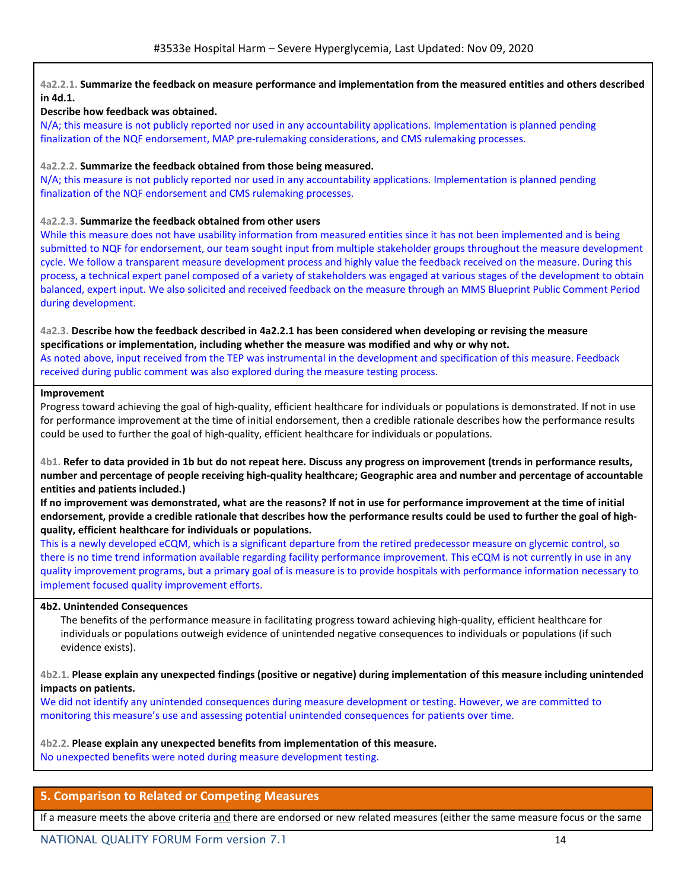**4a2.2.1. Summarize the feedback on measure performance and implementation from the measured entities and others described in 4d.1.**

**Describe how feedback was obtained.**

N/A; this measure is not publicly reported nor used in any accountability applications. Implementation is planned pending finalization of the NQF endorsement, MAP pre-rulemaking considerations, and CMS rulemaking processes.

**4a2.2.2. Summarize the feedback obtained from those being measured.**

N/A; this measure is not publicly reported nor used in any accountability applications. Implementation is planned pending finalization of the NQF endorsement and CMS rulemaking processes.

**4a2.2.3. Summarize the feedback obtained from other users**

While this measure does not have usability information from measured entities since it has not been implemented and is being submitted to NQF for endorsement, our team sought input from multiple stakeholder groups throughout the measure development cycle. We follow a transparent measure development process and highly value the feedback received on the measure. During this process, a technical expert panel composed of a variety of stakeholders was engaged at various stages of the development to obtain balanced, expert input. We also solicited and received feedback on the measure through an MMS Blueprint Public Comment Period during development.

**4a2.3. Describe how the feedback described in 4a2.2.1 has been considered when developing or revising the measure specifications or implementation, including whether the measure was modified and why or why not.**

As noted above, input received from the TEP was instrumental in the development and specification of this measure. Feedback received during public comment was also explored during the measure testing process.

**Improvement**

Progress toward achieving the goal of high-quality, efficient healthcare for individuals or populations is demonstrated. If not in use for performance improvement at the time of initial endorsement, then a credible rationale describes how the performance results could be used to further the goal of high-quality, efficient healthcare for individuals or populations.

**4b1. Refer to data provided in 1b but do not repeat here. Discuss any progress on improvement (trends in performance results, number and percentage of people receiving high-quality healthcare; Geographic area and number and percentage of accountable entities and patients included.)**

**If no improvement was demonstrated, what are the reasons? If not in use for performance improvement at the time of initial endorsement, provide a credible rationale that describes how the performance results could be used to further the goal of high-quality, efficient healthcare for individuals or populations.**

This is a newly developed eCQM, which is a significant departure from the retired predecessor measure on glycemic control, so there is no time trend information available regarding facility performance improvement. This eCQM is not currently in use in any quality improvement programs, but a primary goal of is measure is to provide hospitals with performance information necessary to implement focused quality improvement efforts.

**4b2. Unintended Consequences**

The benefits of the performance measure in facilitating progress toward achieving high-quality, efficient healthcare for individuals or populations outweigh evidence of unintended negative consequences to individuals or populations (if such evidence exists).

**4b2.1. Please explain any unexpected findings (positive or negative) during implementation of this measure including unintended impacts on patients.**

We did not identify any unintended consequences during measure development or testing. However, we are committed to monitoring this measure's use and assessing potential unintended consequences for patients over time.

**4b2.2. Please explain any unexpected benefits from implementation of this measure.**

No unexpected benefits were noted during measure development testing.

## 5. Comparison to Related or Competing Measures

If a measure meets the above criteria <u>and</u> there are endorsed or new related measures (either the same measure focus or the same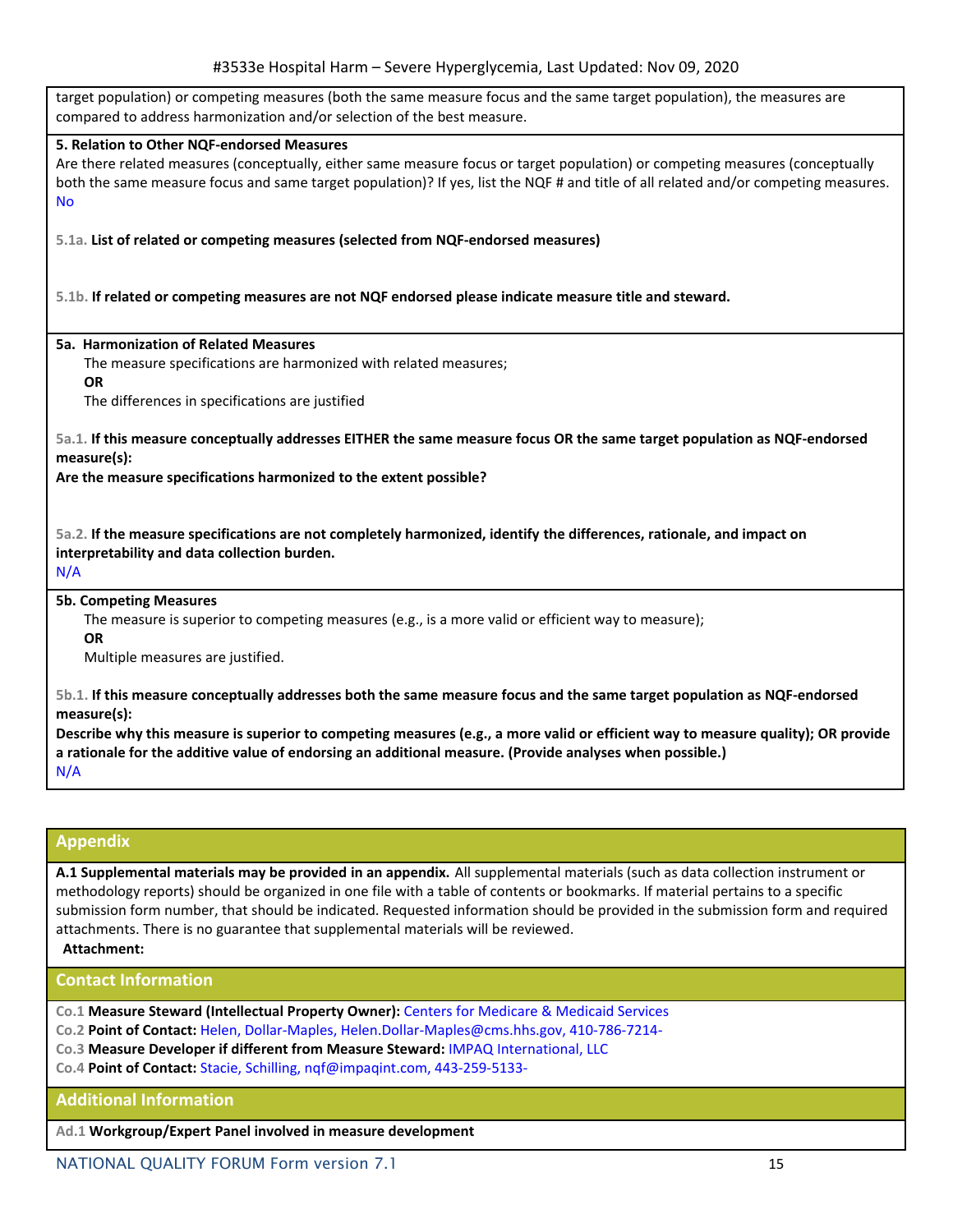target population) or competing measures (both the same measure focus and the same target population), the measures are compared to address harmonization and/or selection of the best measure.

**5. Relation to Other NQF-endorsed Measures**

Are there related measures (conceptually, either same measure focus or target population) or competing measures (conceptually both the same measure focus and same target population)? If yes, list the NQF # and title of all related and/or competing measures.

No

5.1a. **List of related or competing measures (selected from NQF-endorsed measures)**

5.1b. **If related or competing measures are not NQF endorsed please indicate measure title and steward.**

**5a. Harmonization of Related Measures**

The measure specifications are harmonized with related measures;

**OR**

The differences in specifications are justified

5a.1. **If this measure conceptually addresses EITHER the same measure focus OR the same target population as NQF-endorsed measure(s):**

**Are the measure specifications harmonized to the extent possible?**

5a.2. **If the measure specifications are not completely harmonized, identify the differences, rationale, and impact on interpretability and data collection burden.**

N/A

**5b. Competing Measures**

The measure is superior to competing measures (e.g., is a more valid or efficient way to measure);

**OR**

Multiple measures are justified.

5b.1. **If this measure conceptually addresses both the same measure focus and the same target population as NQF-endorsed measure(s):**

**Describe why this measure is superior to competing measures (e.g., a more valid or efficient way to measure quality); OR provide a rationale for the additive value of endorsing an additional measure. (Provide analyses when possible.)**

N/A

## Appendix

**A.1 Supplemental materials may be provided in an appendix.** All supplemental materials (such as data collection instrument or methodology reports) should be organized in one file with a table of contents or bookmarks. If material pertains to a specific submission form number, that should be indicated. Requested information should be provided in the submission form and required attachments. There is no guarantee that supplemental materials will be reviewed.

**Attachment:**

## Contact Information

Co.1 **Measure Steward (Intellectual Property Owner):** Centers for Medicare & Medicaid Services

Co.2 **Point of Contact:** Helen, Dollar-Maples, Helen.Dollar-Maples@cms.hhs.gov, 410-786-7214-

Co.3 **Measure Developer if different from Measure Steward:** IMPAQ International, LLC

Co.4 **Point of Contact:** Stacie, Schilling, nqf@impaqint.com, 443-259-5133-

## Additional Information

Ad.1 **Workgroup/Expert Panel involved in measure development**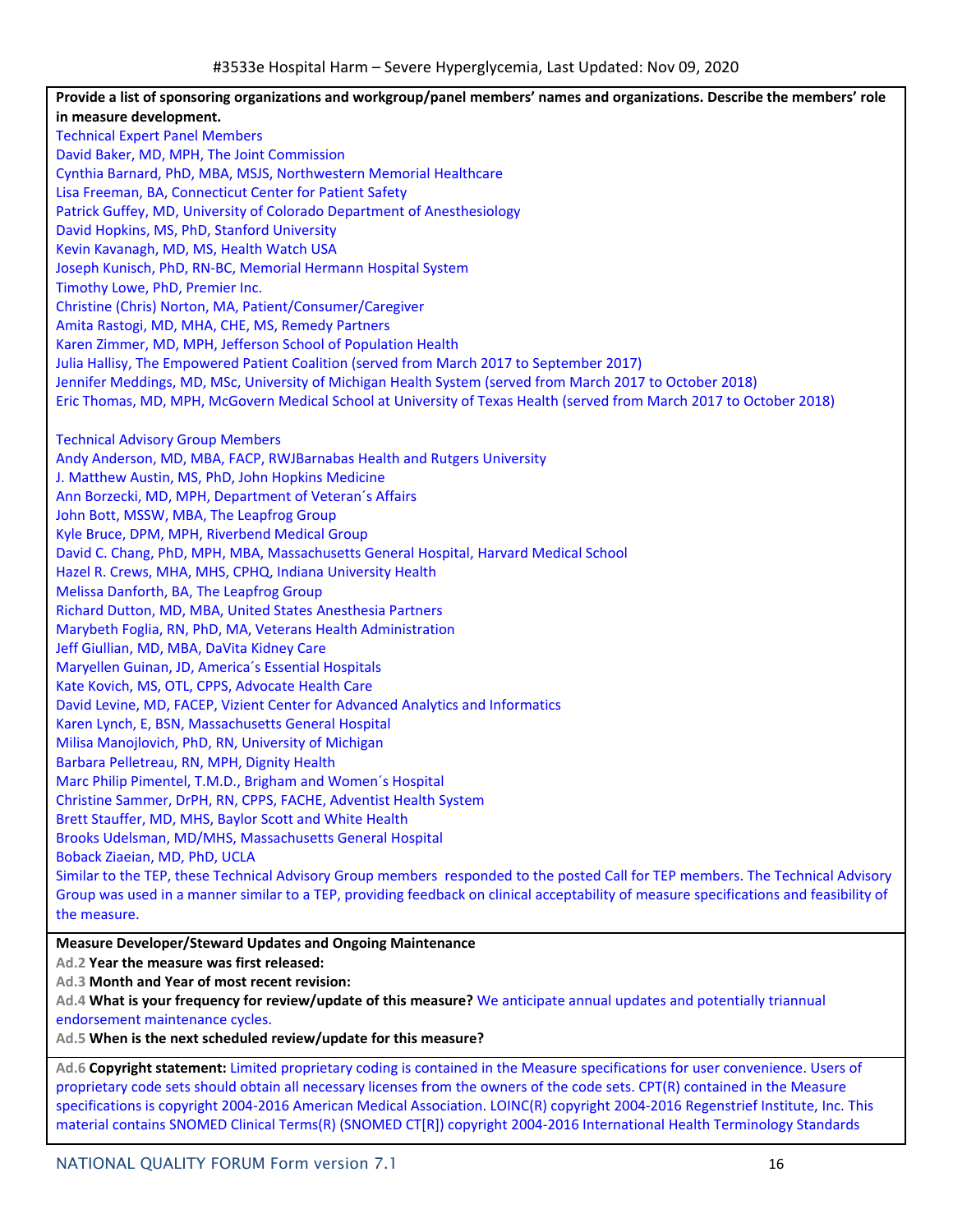**Provide a list of sponsoring organizations and workgroup/panel members' names and organizations. Describe the members' role in measure development.**

Technical Expert Panel Members
David Baker, MD, MPH, The Joint Commission
Cynthia Barnard, PhD, MBA, MSJS, Northwestern Memorial Healthcare
Lisa Freeman, BA, Connecticut Center for Patient Safety
Patrick Guffey, MD, University of Colorado Department of Anesthesiology
David Hopkins, MS, PhD, Stanford University
Kevin Kavanagh, MD, MS, Health Watch USA
Joseph Kunisch, PhD, RN-BC, Memorial Hermann Hospital System
Timothy Lowe, PhD, Premier Inc.
Christine (Chris) Norton, MA, Patient/Consumer/Caregiver
Amita Rastogi, MD, MHA, CHE, MS, Remedy Partners
Karen Zimmer, MD, MPH, Jefferson School of Population Health
Julia Hallisy, The Empowered Patient Coalition (served from March 2017 to September 2017)
Jennifer Meddings, MD, MSc, University of Michigan Health System (served from March 2017 to October 2018)
Eric Thomas, MD, MPH, McGovern Medical School at University of Texas Health (served from March 2017 to October 2018)

Technical Advisory Group Members
Andy Anderson, MD, MBA, FACP, RWJBarnabas Health and Rutgers University
J. Matthew Austin, MS, PhD, John Hopkins Medicine
Ann Borzecki, MD, MPH, Department of Veteran´s Affairs
John Bott, MSSW, MBA, The Leapfrog Group
Kyle Bruce, DPM, MPH, Riverbend Medical Group
David C. Chang, PhD, MPH, MBA, Massachusetts General Hospital, Harvard Medical School
Hazel R. Crews, MHA, MHS, CPHQ, Indiana University Health
Melissa Danforth, BA, The Leapfrog Group
Richard Dutton, MD, MBA, United States Anesthesia Partners
Marybeth Foglia, RN, PhD, MA, Veterans Health Administration
Jeff Giullian, MD, MBA, DaVita Kidney Care
Maryellen Guinan, JD, America´s Essential Hospitals
Kate Kovich, MS, OTL, CPPS, Advocate Health Care
David Levine, MD, FACEP, Vizient Center for Advanced Analytics and Informatics
Karen Lynch, E, BSN, Massachusetts General Hospital
Milisa Manojlovich, PhD, RN, University of Michigan
Barbara Pelletreau, RN, MPH, Dignity Health
Marc Philip Pimentel, T.M.D., Brigham and Women´s Hospital
Christine Sammer, DrPH, RN, CPPS, FACHE, Adventist Health System
Brett Stauffer, MD, MHS, Baylor Scott and White Health
Brooks Udelsman, MD/MHS, Massachusetts General Hospital
Boback Ziaeian, MD, PhD, UCLA
Similar to the TEP, these Technical Advisory Group members responded to the posted Call for TEP members. The Technical Advisory Group was used in a manner similar to a TEP, providing feedback on clinical acceptability of measure specifications and feasibility of the measure.

**Measure Developer/Steward Updates and Ongoing Maintenance**

Ad.2 **Year the measure was first released:**

Ad.3 **Month and Year of most recent revision:**

Ad.4 **What is your frequency for review/update of this measure?** We anticipate annual updates and potentially triannual endorsement maintenance cycles.

Ad.5 **When is the next scheduled review/update for this measure?**

Ad.6 **Copyright statement:** Limited proprietary coding is contained in the Measure specifications for user convenience. Users of proprietary code sets should obtain all necessary licenses from the owners of the code sets. CPT(R) contained in the Measure specifications is copyright 2004-2016 American Medical Association. LOINC(R) copyright 2004-2016 Regenstrief Institute, Inc. This material contains SNOMED Clinical Terms(R) (SNOMED CT[R]) copyright 2004-2016 International Health Terminology Standards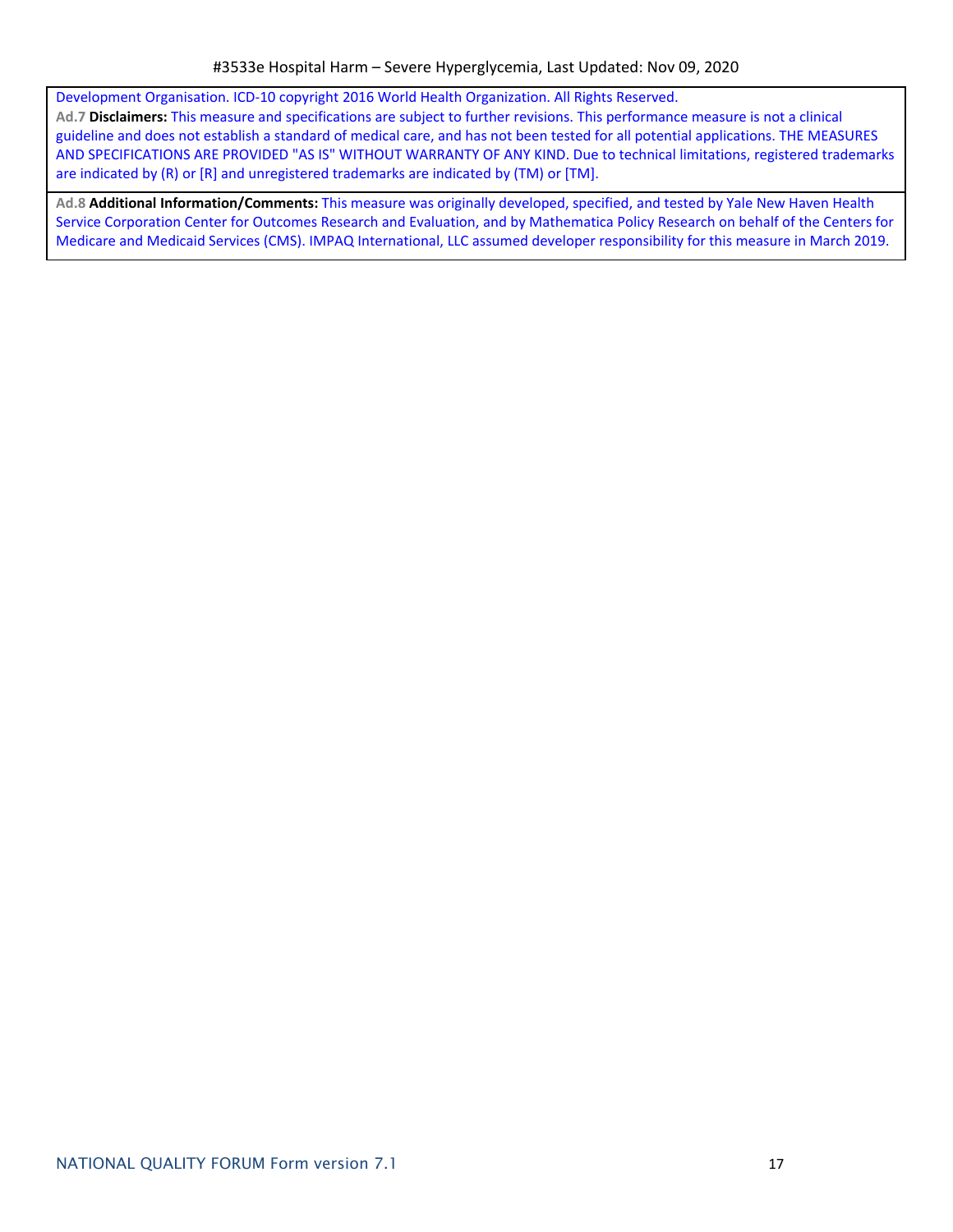Development Organisation. ICD-10 copyright 2016 World Health Organization. All Rights Reserved.

Ad.7 **Disclaimers:** This measure and specifications are subject to further revisions. This performance measure is not a clinical guideline and does not establish a standard of medical care, and has not been tested for all potential applications. THE MEASURES AND SPECIFICATIONS ARE PROVIDED "AS IS" WITHOUT WARRANTY OF ANY KIND. Due to technical limitations, registered trademarks are indicated by (R) or [R] and unregistered trademarks are indicated by (TM) or [TM].

Ad.8 **Additional Information/Comments:** This measure was originally developed, specified, and tested by Yale New Haven Health Service Corporation Center for Outcomes Research and Evaluation, and by Mathematica Policy Research on behalf of the Centers for Medicare and Medicaid Services (CMS). IMPAQ International, LLC assumed developer responsibility for this measure in March 2019.